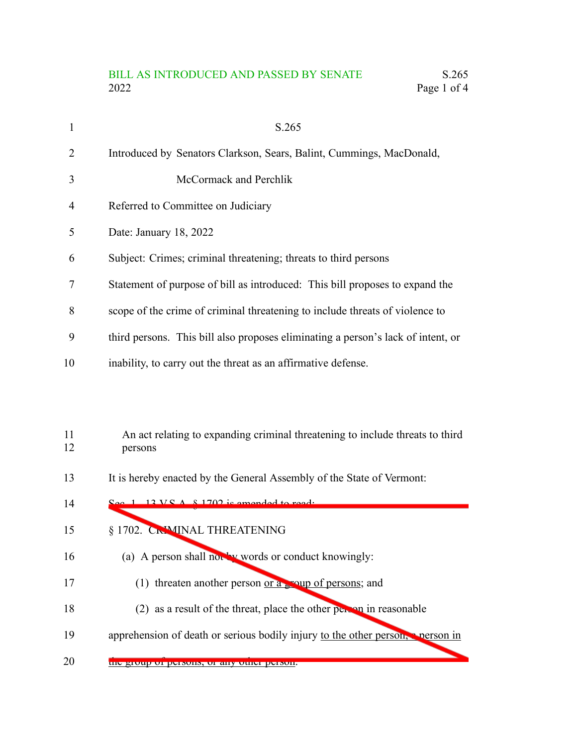BILL AS INTRODUCED AND PASSED BY SENATE
2022

S.265

Introduced by Senators Clarkson, Sears, Balint, Cummings, MacDonald, McCormack and Perchlik

Referred to Committee on Judiciary

Date: January 18, 2022

Subject: Crimes; criminal threatening; threats to third persons

Statement of purpose of bill as introduced: This bill proposes to expand the scope of the crime of criminal threatening to include threats of violence to third persons. This bill also proposes eliminating a person's lack of intent, or inability, to carry out the threat as an affirmative defense.

An act relating to expanding criminal threatening to include threats to third persons

It is hereby enacted by the General Assembly of the State of Vermont:

~~Sec. 1. 13 V.S.A. § 1702 is amended to read:~~

~~§ 1702. CRIMINAL THREATENING~~

~~(a) A person shall not by words or conduct knowingly:~~

~~(1) threaten another person or a group of persons; and~~

~~(2) as a result of the threat, place the other person in reasonable apprehension of death or serious bodily injury to the other person, a person in the group of persons, or any other person.~~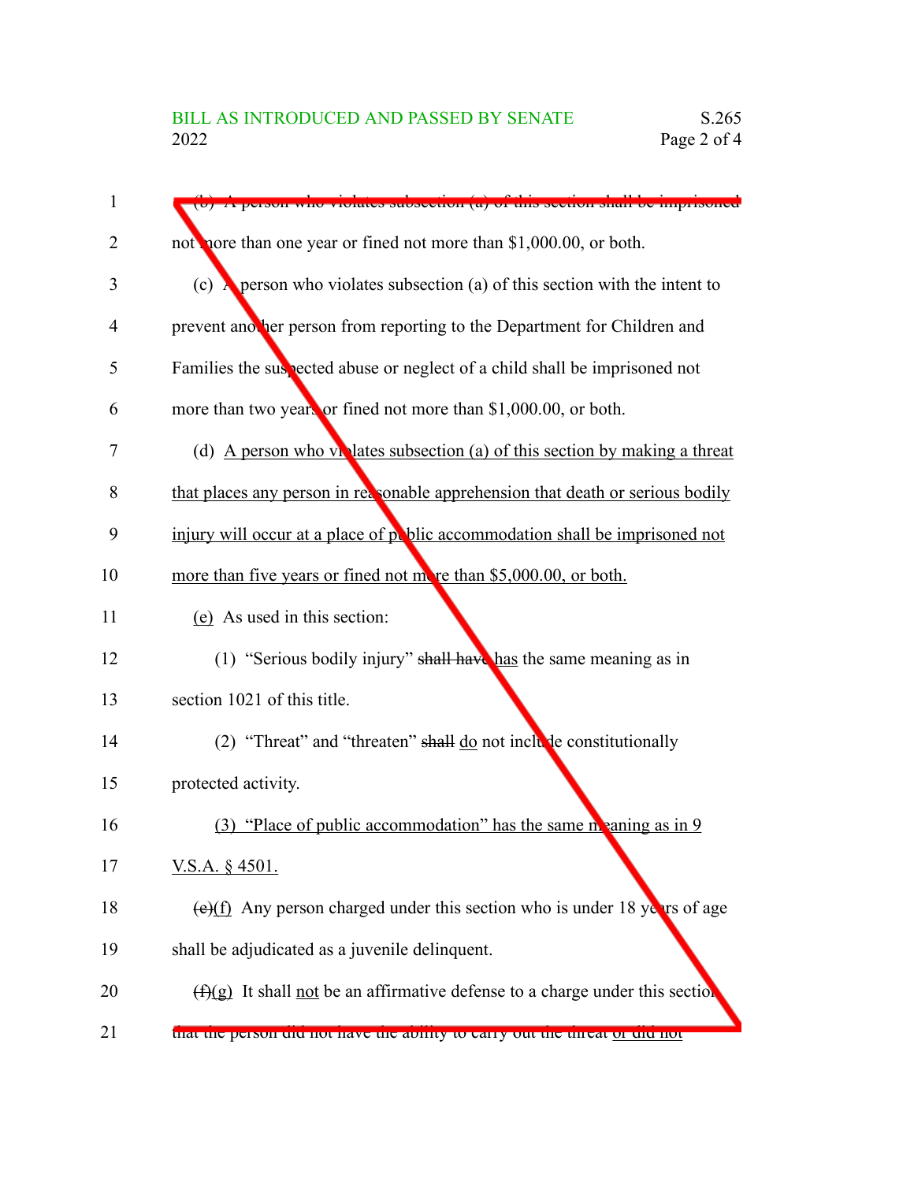(b) A person who violates subsection (a) of this section shall be imprisoned not more than one year or fined not more than $1,000.00, or both.

(c) A person who violates subsection (a) of this section with the intent to prevent another person from reporting to the Department for Children and Families the suspected abuse or neglect of a child shall be imprisoned not more than two years or fined not more than $1,000.00, or both.

(d) A person who violates subsection (a) of this section by making a threat that places any person in reasonable apprehension that death or serious bodily injury will occur at a place of public accommodation shall be imprisoned not more than five years or fined not more than $5,000.00, or both.

(e) As used in this section:

(1) "Serious bodily injury" ~~shall have~~ has the same meaning as in section 1021 of this title.

(2) "Threat" and "threaten" ~~shall~~ do not include constitutionally protected activity.

(3) "Place of public accommodation" has the same meaning as in 9 V.S.A. § 4501.

~~(e)~~(f) Any person charged under this section who is under 18 years of age shall be adjudicated as a juvenile delinquent.

~~(f)~~(g) It shall not be an affirmative defense to a charge under this section that the person did not have the ability to carry out the threat or did not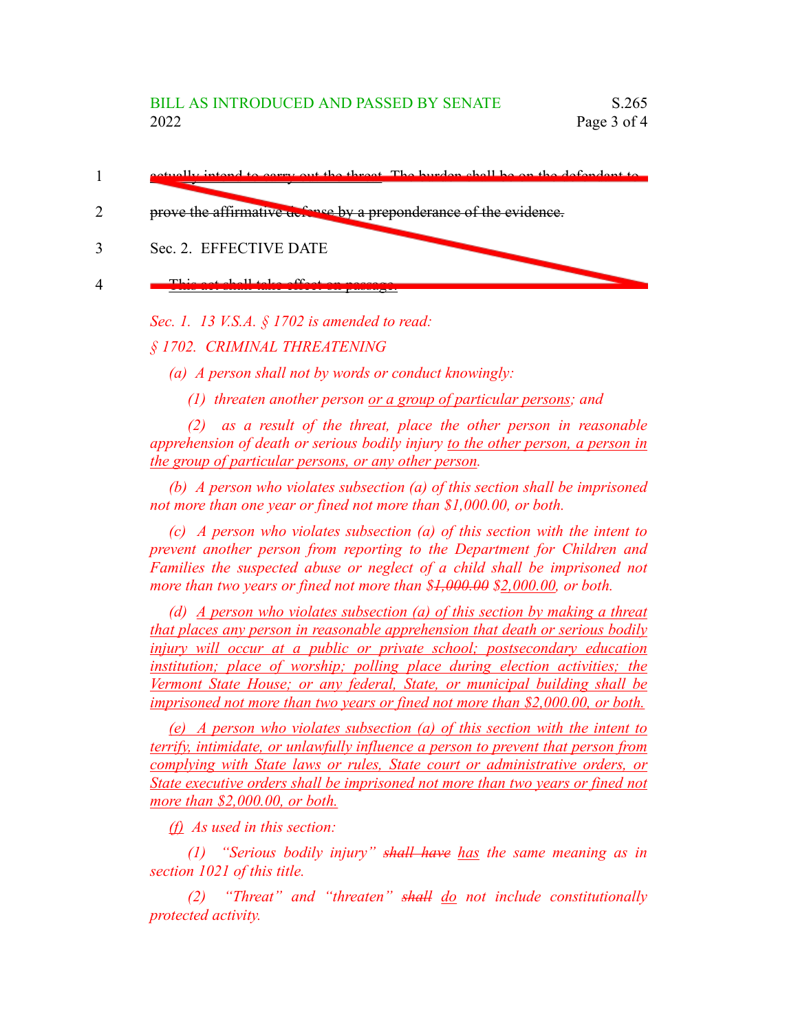~~actually intend to carry out the threat. The burden shall be on the defendant to prove the affirmative defense by a preponderance of the evidence.~~

~~Sec. 2. EFFECTIVE DATE~~

~~This act shall take effect on passage.~~

*Sec. 1. 13 V.S.A. § 1702 is amended to read:*

*§ 1702. CRIMINAL THREATENING*

*(a) A person shall not by words or conduct knowingly:*

*(1) threaten another person <u>or a group of particular persons</u>; and*

*(2) as a result of the threat, place the other person in reasonable apprehension of death or serious bodily injury <u>to the other person, a person in the group of particular persons, or any other person</u>.*

*(b) A person who violates subsection (a) of this section shall be imprisoned not more than one year or fined not more than $1,000.00, or both.*

*(c) A person who violates subsection (a) of this section with the intent to prevent another person from reporting to the Department for Children and Families the suspected abuse or neglect of a child shall be imprisoned not more than two years or fined not more than ~~$1,000.00~~ <u>$2,000.00</u>, or both.*

*(d) <u>A person who violates subsection (a) of this section by making a threat that places any person in reasonable apprehension that death or serious bodily injury will occur at a public or private school; postsecondary education institution; place of worship; polling place during election activities; the Vermont State House; or any federal, State, or municipal building shall be imprisoned not more than two years or fined not more than $2,000.00, or both.</u>*

*<u>(e) A person who violates subsection (a) of this section with the intent to terrify, intimidate, or unlawfully influence a person to prevent that person from complying with State laws or rules, State court or administrative orders, or State executive orders shall be imprisoned not more than two years or fined not more than $2,000.00, or both.</u>*

*<u>(f)</u> As used in this section:*

*(1) "Serious bodily injury" ~~shall have~~ <u>has</u> the same meaning as in section 1021 of this title.*

*(2) "Threat" and "threaten" ~~shall~~ <u>do</u> not include constitutionally protected activity.*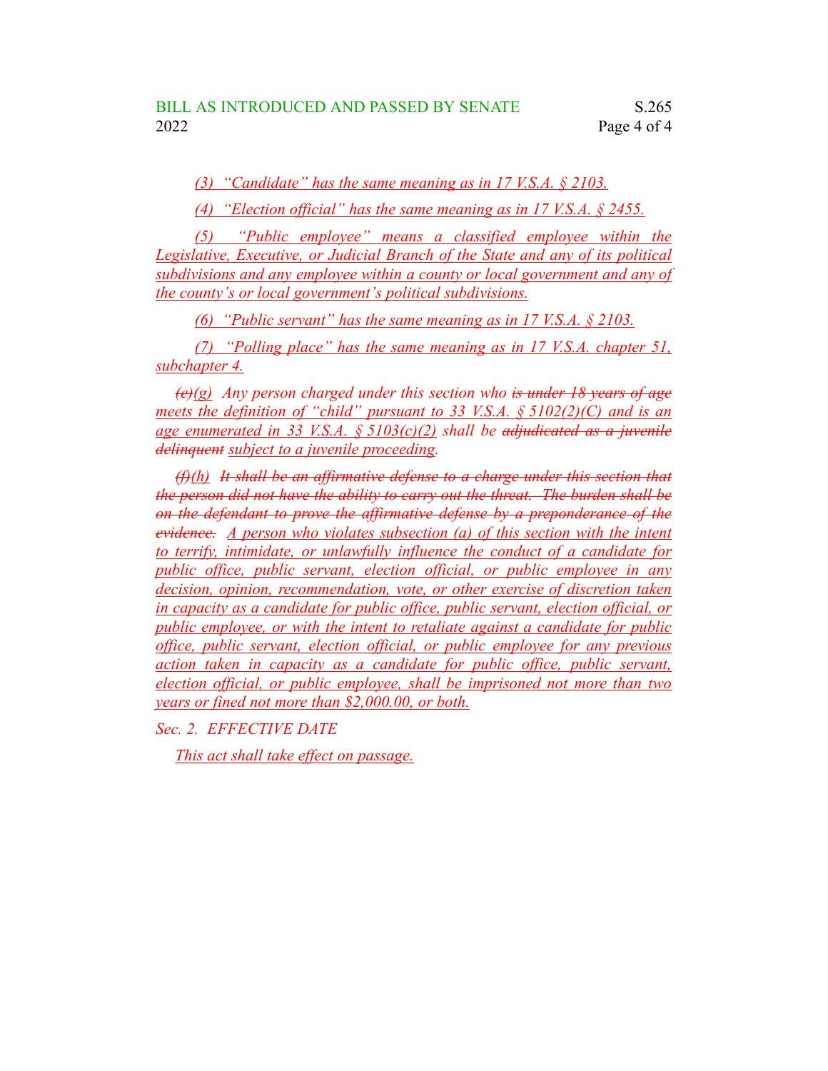*(3) "Candidate" has the same meaning as in 17 V.S.A. § 2103.*

*(4) "Election official" has the same meaning as in 17 V.S.A. § 2455.*

*(5) "Public employee" means a classified employee within the Legislative, Executive, or Judicial Branch of the State and any of its political subdivisions and any employee within a county or local government and any of the county's or local government's political subdivisions.*

*(6) "Public servant" has the same meaning as in 17 V.S.A. § 2103.*

*(7) "Polling place" has the same meaning as in 17 V.S.A. chapter 51, subchapter 4.*

*~~(e)~~(g) Any person charged under this section who ~~is under 18 years of age~~ meets the definition of "child" pursuant to 33 V.S.A. § 5102(2)(C) and is an age enumerated in 33 V.S.A. § 5103(c)(2) shall be ~~adjudicated as a juvenile delinquent~~ subject to a juvenile proceeding.*

*~~(f)~~(h) ~~It shall be an affirmative defense to a charge under this section that the person did not have the ability to carry out the threat. The burden shall be on the defendant to prove the affirmative defense by a preponderance of the evidence.~~ A person who violates subsection (a) of this section with the intent to terrify, intimidate, or unlawfully influence the conduct of a candidate for public office, public servant, election official, or public employee in any decision, opinion, recommendation, vote, or other exercise of discretion taken in capacity as a candidate for public office, public servant, election official, or public employee, or with the intent to retaliate against a candidate for public office, public servant, election official, or public employee for any previous action taken in capacity as a candidate for public office, public servant, election official, or public employee, shall be imprisoned not more than two years or fined not more than $2,000.00, or both.*

*Sec. 2. EFFECTIVE DATE*

*This act shall take effect on passage.*